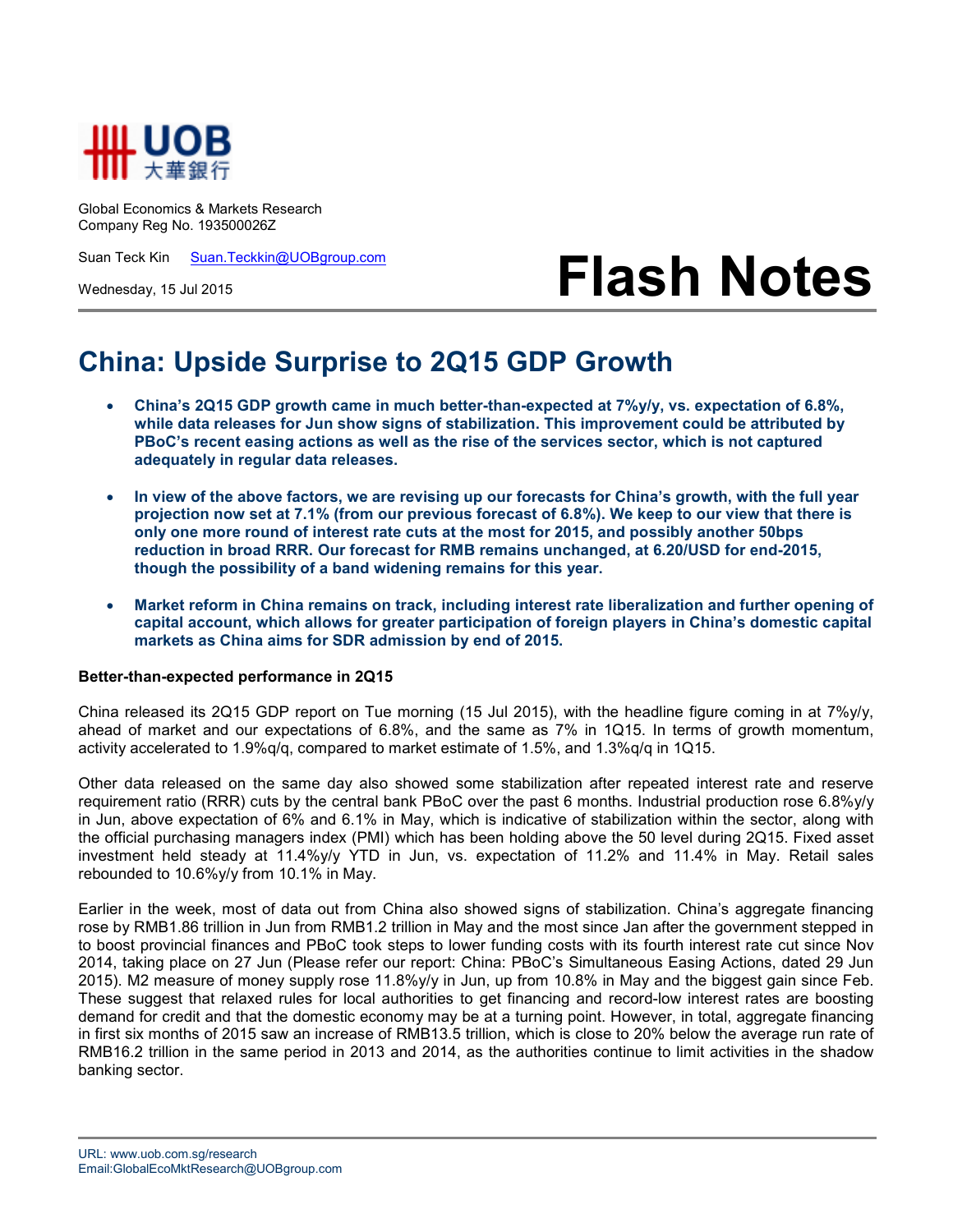Global Economics & Markets Research
Company Reg No. 193500026Z

Suan Teck Kin   Suan.Teckkin@UOBgroup.com

Wednesday, 15 Jul 2015

# Flash Notes

## China: Upside Surprise to 2Q15 GDP Growth

- **China's 2Q15 GDP growth came in much better-than-expected at 7%y/y, vs. expectation of 6.8%, while data releases for Jun show signs of stabilization. This improvement could be attributed by PBoC's recent easing actions as well as the rise of the services sector, which is not captured adequately in regular data releases.**

- **In view of the above factors, we are revising up our forecasts for China's growth, with the full year projection now set at 7.1% (from our previous forecast of 6.8%). We keep to our view that there is only one more round of interest rate cuts at the most for 2015, and possibly another 50bps reduction in broad RRR. Our forecast for RMB remains unchanged, at 6.20/USD for end-2015, though the possibility of a band widening remains for this year.**

- **Market reform in China remains on track, including interest rate liberalization and further opening of capital account, which allows for greater participation of foreign players in China's domestic capital markets as China aims for SDR admission by end of 2015.**

### Better-than-expected performance in 2Q15

China released its 2Q15 GDP report on Tue morning (15 Jul 2015), with the headline figure coming in at 7%y/y, ahead of market and our expectations of 6.8%, and the same as 7% in 1Q15. In terms of growth momentum, activity accelerated to 1.9%q/q, compared to market estimate of 1.5%, and 1.3%q/q in 1Q15.

Other data released on the same day also showed some stabilization after repeated interest rate and reserve requirement ratio (RRR) cuts by the central bank PBoC over the past 6 months. Industrial production rose 6.8%y/y in Jun, above expectation of 6% and 6.1% in May, which is indicative of stabilization within the sector, along with the official purchasing managers index (PMI) which has been holding above the 50 level during 2Q15. Fixed asset investment held steady at 11.4%y/y YTD in Jun, vs. expectation of 11.2% and 11.4% in May. Retail sales rebounded to 10.6%y/y from 10.1% in May.

Earlier in the week, most of data out from China also showed signs of stabilization. China's aggregate financing rose by RMB1.86 trillion in Jun from RMB1.2 trillion in May and the most since Jan after the government stepped in to boost provincial finances and PBoC took steps to lower funding costs with its fourth interest rate cut since Nov 2014, taking place on 27 Jun (Please refer our report: China: PBoC's Simultaneous Easing Actions, dated 29 Jun 2015). M2 measure of money supply rose 11.8%y/y in Jun, up from 10.8% in May and the biggest gain since Feb. These suggest that relaxed rules for local authorities to get financing and record-low interest rates are boosting demand for credit and that the domestic economy may be at a turning point. However, in total, aggregate financing in first six months of 2015 saw an increase of RMB13.5 trillion, which is close to 20% below the average run rate of RMB16.2 trillion in the same period in 2013 and 2014, as the authorities continue to limit activities in the shadow banking sector.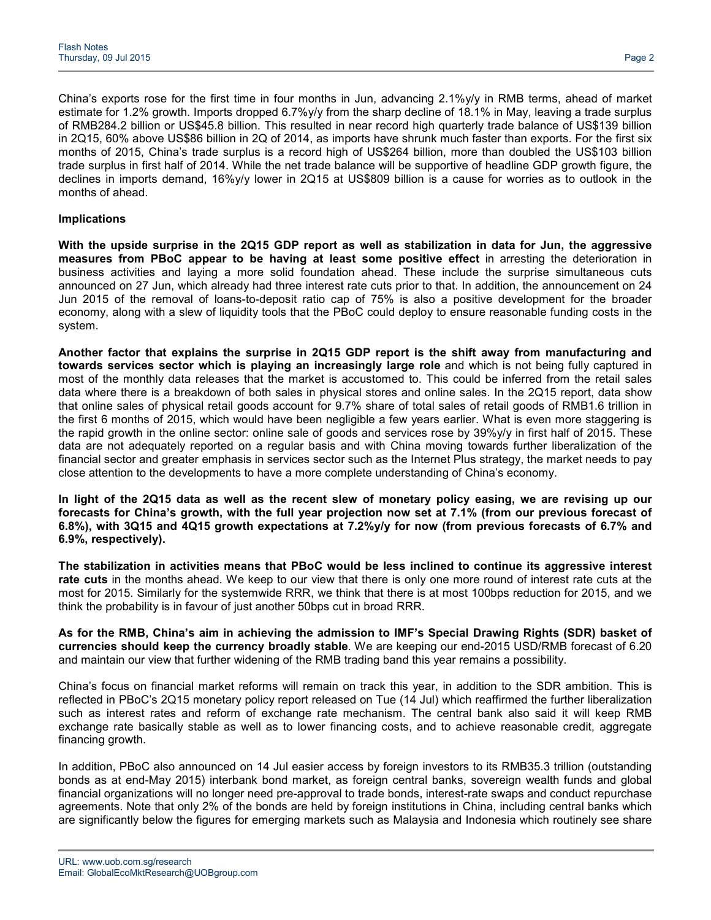China's exports rose for the first time in four months in Jun, advancing 2.1%y/y in RMB terms, ahead of market estimate for 1.2% growth. Imports dropped 6.7%y/y from the sharp decline of 18.1% in May, leaving a trade surplus of RMB284.2 billion or US$45.8 billion. This resulted in near record high quarterly trade balance of US$139 billion in 2Q15, 60% above US$86 billion in 2Q of 2014, as imports have shrunk much faster than exports. For the first six months of 2015, China's trade surplus is a record high of US$264 billion, more than doubled the US$103 billion trade surplus in first half of 2014. While the net trade balance will be supportive of headline GDP growth figure, the declines in imports demand, 16%y/y lower in 2Q15 at US$809 billion is a cause for worries as to outlook in the months of ahead.

**Implications**

**With the upside surprise in the 2Q15 GDP report as well as stabilization in data for Jun, the aggressive measures from PBoC appear to be having at least some positive effect** in arresting the deterioration in business activities and laying a more solid foundation ahead. These include the surprise simultaneous cuts announced on 27 Jun, which already had three interest rate cuts prior to that. In addition, the announcement on 24 Jun 2015 of the removal of loans-to-deposit ratio cap of 75% is also a positive development for the broader economy, along with a slew of liquidity tools that the PBoC could deploy to ensure reasonable funding costs in the system.

**Another factor that explains the surprise in 2Q15 GDP report is the shift away from manufacturing and towards services sector which is playing an increasingly large role** and which is not being fully captured in most of the monthly data releases that the market is accustomed to. This could be inferred from the retail sales data where there is a breakdown of both sales in physical stores and online sales. In the 2Q15 report, data show that online sales of physical retail goods account for 9.7% share of total sales of retail goods of RMB1.6 trillion in the first 6 months of 2015, which would have been negligible a few years earlier. What is even more staggering is the rapid growth in the online sector: online sale of goods and services rose by 39%y/y in first half of 2015. These data are not adequately reported on a regular basis and with China moving towards further liberalization of the financial sector and greater emphasis in services sector such as the Internet Plus strategy, the market needs to pay close attention to the developments to have a more complete understanding of China's economy.

**In light of the 2Q15 data as well as the recent slew of monetary policy easing, we are revising up our forecasts for China's growth, with the full year projection now set at 7.1% (from our previous forecast of 6.8%), with 3Q15 and 4Q15 growth expectations at 7.2%y/y for now (from previous forecasts of 6.7% and 6.9%, respectively).**

**The stabilization in activities means that PBoC would be less inclined to continue its aggressive interest rate cuts** in the months ahead. We keep to our view that there is only one more round of interest rate cuts at the most for 2015. Similarly for the systemwide RRR, we think that there is at most 100bps reduction for 2015, and we think the probability is in favour of just another 50bps cut in broad RRR.

**As for the RMB, China's aim in achieving the admission to IMF's Special Drawing Rights (SDR) basket of currencies should keep the currency broadly stable**. We are keeping our end-2015 USD/RMB forecast of 6.20 and maintain our view that further widening of the RMB trading band this year remains a possibility.

China's focus on financial market reforms will remain on track this year, in addition to the SDR ambition. This is reflected in PBoC's 2Q15 monetary policy report released on Tue (14 Jul) which reaffirmed the further liberalization such as interest rates and reform of exchange rate mechanism. The central bank also said it will keep RMB exchange rate basically stable as well as to lower financing costs, and to achieve reasonable credit, aggregate financing growth.

In addition, PBoC also announced on 14 Jul easier access by foreign investors to its RMB35.3 trillion (outstanding bonds as at end-May 2015) interbank bond market, as foreign central banks, sovereign wealth funds and global financial organizations will no longer need pre-approval to trade bonds, interest-rate swaps and conduct repurchase agreements. Note that only 2% of the bonds are held by foreign institutions in China, including central banks which are significantly below the figures for emerging markets such as Malaysia and Indonesia which routinely see share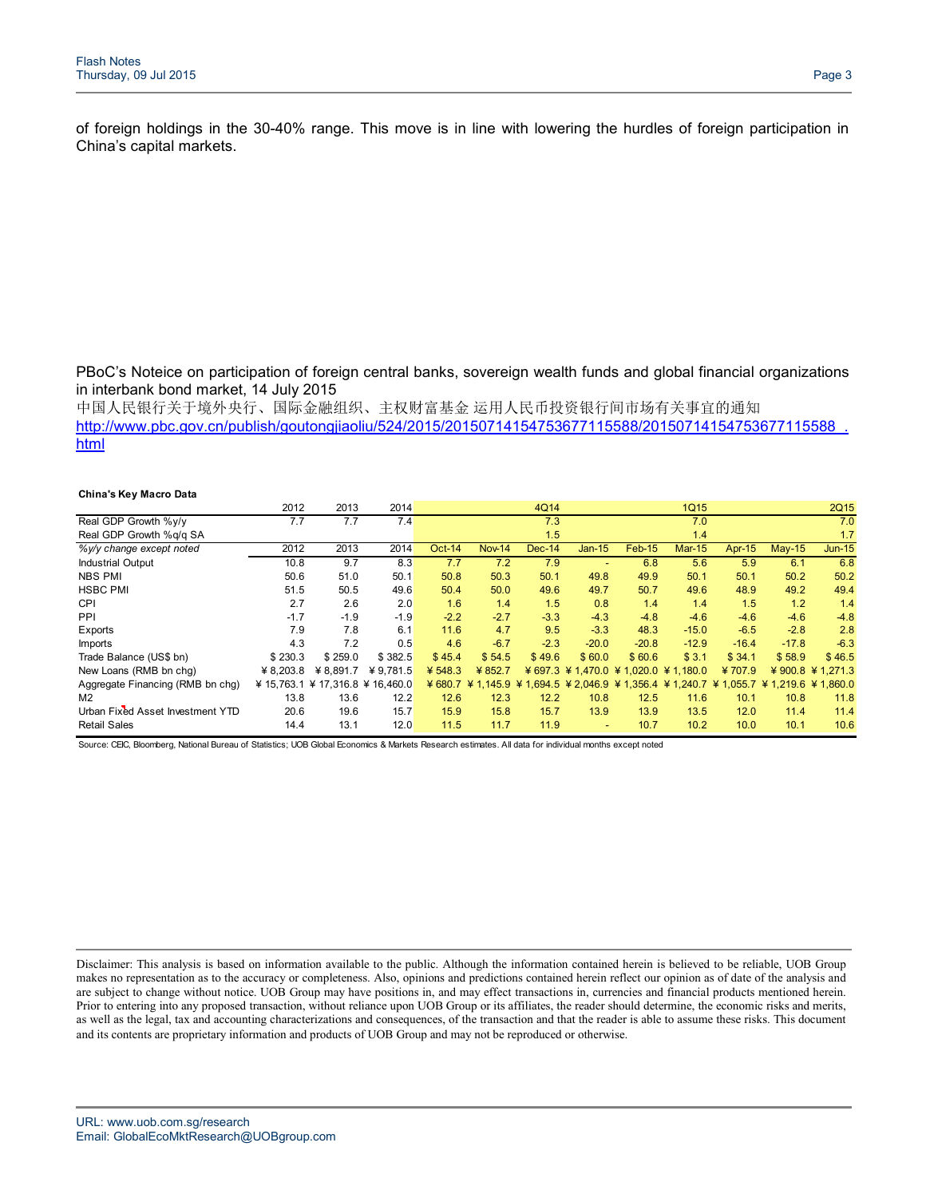of foreign holdings in the 30-40% range. This move is in line with lowering the hurdles of foreign participation in China's capital markets.

PBoC's Noteice on participation of foreign central banks, sovereign wealth funds and global financial organizations in interbank bond market, 14 July 2015
中国人民银行关于境外央行、国际金融组织、主权财富基金 运用人民币投资银行间市场有关事宜的通知
http://www.pbc.gov.cn/publish/goutongjiaoliu/524/2015/20150714154753677115588/20150714154753677115588_.html

**China's Key Macro Data**

| | 2012 | 2013 | 2014 | | | 4Q14 | | | 1Q15 | | | 2Q15 |
|---|---|---|---|---|---|---|---|---|---|---|---|---|
| Real GDP Growth %y/y | 7.7 | 7.7 | 7.4 | | | 7.3 | | | 7.0 | | | 7.0 |
| Real GDP Growth %q/q SA | | | | | | 1.5 | | | 1.4 | | | 1.7 |
| *%y/y change except noted* | 2012 | 2013 | 2014 | Oct-14 | Nov-14 | Dec-14 | Jan-15 | Feb-15 | Mar-15 | Apr-15 | May-15 | Jun-15 |
| Industrial Output | 10.8 | 9.7 | 8.3 | 7.7 | 7.2 | 7.9 | - | 6.8 | 5.6 | 5.9 | 6.1 | 6.8 |
| NBS PMI | 50.6 | 51.0 | 50.1 | 50.8 | 50.3 | 50.1 | 49.8 | 49.9 | 50.1 | 50.1 | 50.2 | 50.2 |
| HSBC PMI | 51.5 | 50.5 | 49.6 | 50.4 | 50.0 | 49.6 | 49.7 | 50.7 | 49.6 | 48.9 | 49.2 | 49.4 |
| CPI | 2.7 | 2.6 | 2.0 | 1.6 | 1.4 | 1.5 | 0.8 | 1.4 | 1.4 | 1.5 | 1.2 | 1.4 |
| PPI | -1.7 | -1.9 | -1.9 | -2.2 | -2.7 | -3.3 | -4.3 | -4.8 | -4.6 | -4.6 | -4.6 | -4.8 |
| Exports | 7.9 | 7.8 | 6.1 | 11.6 | 4.7 | 9.5 | -3.3 | 48.3 | -15.0 | -6.5 | -2.8 | 2.8 |
| Imports | 4.3 | 7.2 | 0.5 | 4.6 | -6.7 | -2.3 | -20.0 | -20.8 | -12.9 | -16.4 | -17.8 | -6.3 |
| Trade Balance (US$ bn) | $ 230.3 | $ 259.0 | $ 382.5 | $ 45.4 | $ 54.5 | $ 49.6 | $ 60.0 | $ 60.6 | $ 3.1 | $ 34.1 | $ 58.9 | $ 46.5 |
| New Loans (RMB bn chg) | ¥ 8,203.8 | ¥ 8,891.7 | ¥ 9,781.5 | ¥ 548.3 | ¥ 852.7 | ¥ 697.3 | ¥ 1,470.0 | ¥ 1,020.0 | ¥ 1,180.0 | ¥ 707.9 | ¥ 900.8 | ¥ 1,271.3 |
| Aggregate Financing (RMB bn chg) | ¥ 15,763.1 | ¥ 17,316.8 | ¥ 16,460.0 | ¥ 680.7 | ¥ 1,145.9 | ¥ 1,694.5 | ¥ 2,046.9 | ¥ 1,356.4 | ¥ 1,240.7 | ¥ 1,055.7 | ¥ 1,219.6 | ¥ 1,860.0 |
| M2 | 13.8 | 13.6 | 12.2 | 12.6 | 12.3 | 12.2 | 10.8 | 12.5 | 11.6 | 10.1 | 10.8 | 11.8 |
| Urban Fixed Asset Investment YTD | 20.6 | 19.6 | 15.7 | 15.9 | 15.8 | 15.7 | 13.9 | 13.9 | 13.5 | 12.0 | 11.4 | 11.4 |
| Retail Sales | 14.4 | 13.1 | 12.0 | 11.5 | 11.7 | 11.9 | - | 10.7 | 10.2 | 10.0 | 10.1 | 10.6 |

Source: CEIC, Bloomberg, National Bureau of Statistics; UOB Global Economics & Markets Research estimates. All data for individual months except noted

Disclaimer: This analysis is based on information available to the public. Although the information contained herein is believed to be reliable, UOB Group makes no representation as to the accuracy or completeness. Also, opinions and predictions contained herein reflect our opinion as of date of the analysis and are subject to change without notice. UOB Group may have positions in, and may effect transactions in, currencies and financial products mentioned herein. Prior to entering into any proposed transaction, without reliance upon UOB Group or its affiliates, the reader should determine, the economic risks and merits, as well as the legal, tax and accounting characterizations and consequences, of the transaction and that the reader is able to assume these risks. This document and its contents are proprietary information and products of UOB Group and may not be reproduced or otherwise.

URL: www.uob.com.sg/research
Email: GlobalEcoMktResearch@UOBgroup.com